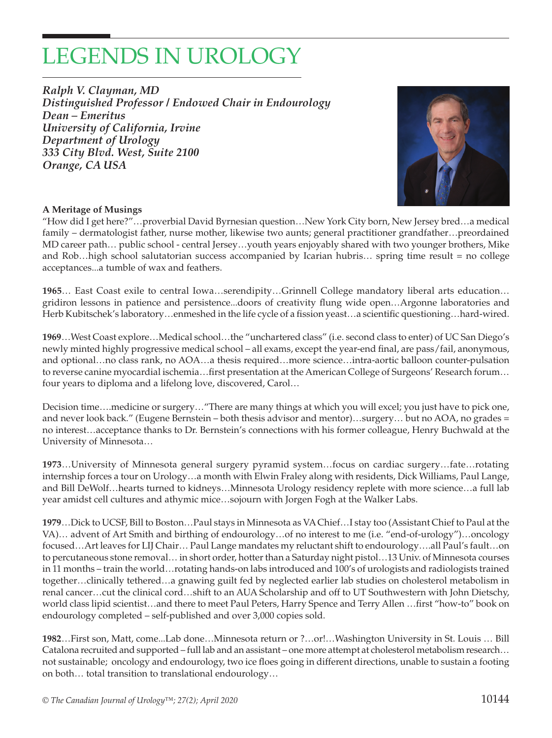# LEGENDS IN UROLOGY

***Ralph V. Clayman, MD***
***Distinguished Professor / Endowed Chair in Endourology***
***Dean – Emeritus***
***University of California, Irvine***
***Department of Urology***
***333 City Blvd. West, Suite 2100***
***Orange, CA USA***

**A Meritage of Musings**

"How did I get here?"…proverbial David Byrnesian question…New York City born, New Jersey bred…a medical family – dermatologist father, nurse mother, likewise two aunts; general practitioner grandfather…preordained MD career path… public school - central Jersey…youth years enjoyably shared with two younger brothers, Mike and Rob…high school salutatorian success accompanied by Icarian hubris… spring time result = no college acceptances...a tumble of wax and feathers.

**1965**… East Coast exile to central Iowa…serendipity…Grinnell College mandatory liberal arts education…gridiron lessons in patience and persistence...doors of creativity flung wide open…Argonne laboratories and Herb Kubitschek's laboratory…enmeshed in the life cycle of a fission yeast…a scientific questioning…hard-wired.

**1969**…West Coast explore…Medical school…the "unchartered class" (i.e. second class to enter) of UC San Diego's newly minted highly progressive medical school – all exams, except the year-end final, are pass/fail, anonymous, and optional…no class rank, no AOA…a thesis required…more science…intra-aortic balloon counter-pulsation to reverse canine myocardial ischemia…first presentation at the American College of Surgeons' Research forum…four years to diploma and a lifelong love, discovered, Carol…

Decision time….medicine or surgery…"There are many things at which you will excel; you just have to pick one, and never look back." (Eugene Bernstein – both thesis advisor and mentor)…surgery… but no AOA, no grades = no interest…acceptance thanks to Dr. Bernstein's connections with his former colleague, Henry Buchwald at the University of Minnesota…

**1973**…University of Minnesota general surgery pyramid system…focus on cardiac surgery…fate…rotating internship forces a tour on Urology…a month with Elwin Fraley along with residents, Dick Williams, Paul Lange, and Bill DeWolf…hearts turned to kidneys…Minnesota Urology residency replete with more science…a full lab year amidst cell cultures and athymic mice…sojourn with Jorgen Fogh at the Walker Labs.

**1979**…Dick to UCSF, Bill to Boston…Paul stays in Minnesota as VA Chief…I stay too (Assistant Chief to Paul at the VA)… advent of Art Smith and birthing of endourology…of no interest to me (i.e. "end-of-urology")…oncology focused…Art leaves for LIJ Chair… Paul Lange mandates my reluctant shift to endourology….all Paul's fault…on to percutaneous stone removal… in short order, hotter than a Saturday night pistol…13 Univ. of Minnesota courses in 11 months – train the world…rotating hands-on labs introduced and 100's of urologists and radiologists trained together…clinically tethered…a gnawing guilt fed by neglected earlier lab studies on cholesterol metabolism in renal cancer…cut the clinical cord…shift to an AUA Scholarship and off to UT Southwestern with John Dietschy, world class lipid scientist…and there to meet Paul Peters, Harry Spence and Terry Allen …first "how-to" book on endourology completed – self-published and over 3,000 copies sold.

**1982**…First son, Matt, come...Lab done…Minnesota return or ?…or!…Washington University in St. Louis … Bill Catalona recruited and supported – full lab and an assistant – one more attempt at cholesterol metabolism research…not sustainable; oncology and endourology, two ice floes going in different directions, unable to sustain a footing on both… total transition to translational endourology…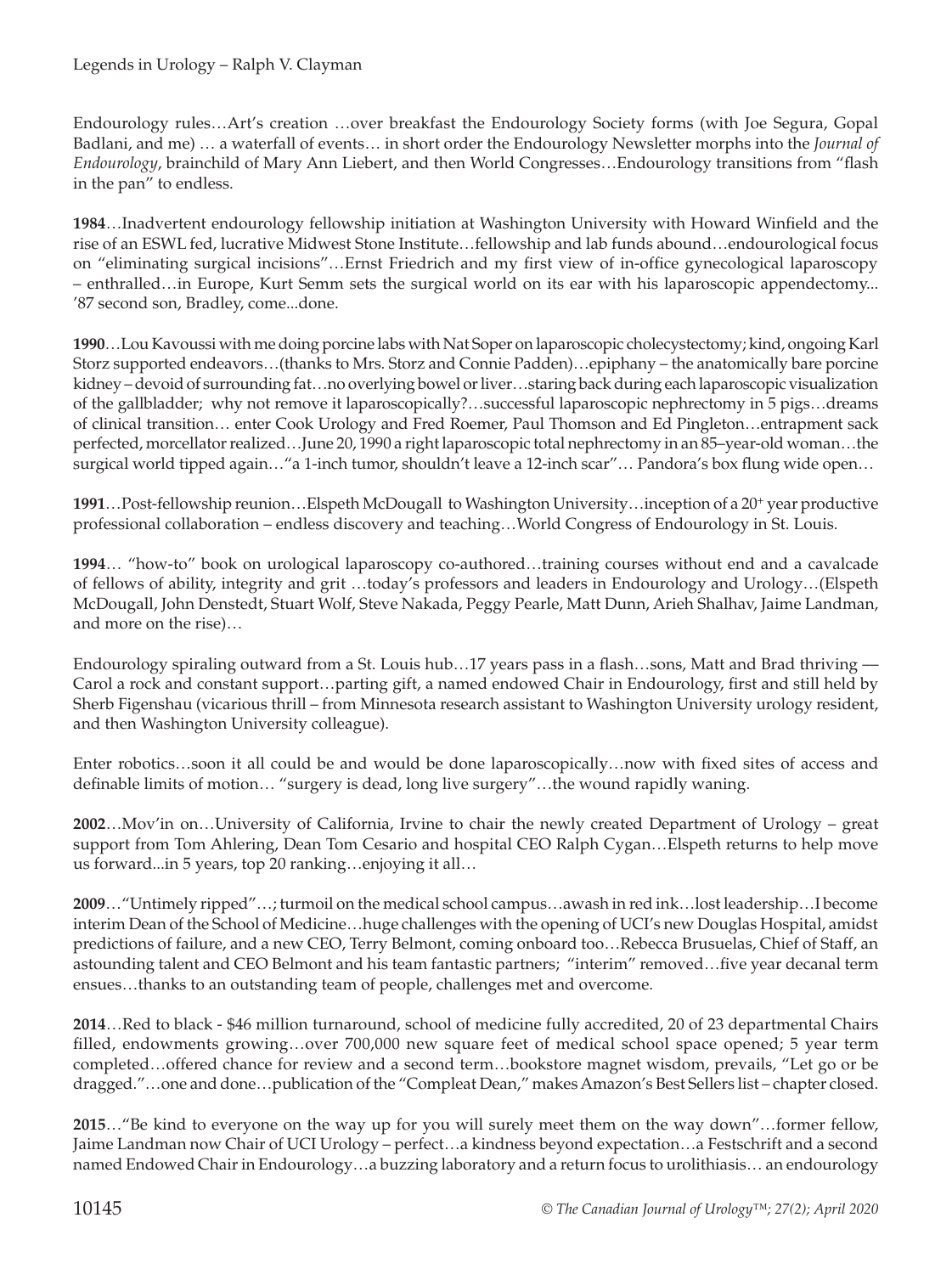Endourology rules…Art's creation …over breakfast the Endourology Society forms (with Joe Segura, Gopal Badlani, and me) … a waterfall of events… in short order the Endourology Newsletter morphs into the *Journal of Endourology*, brainchild of Mary Ann Liebert, and then World Congresses…Endourology transitions from "flash in the pan" to endless.

**1984**…Inadvertent endourology fellowship initiation at Washington University with Howard Winfield and the rise of an ESWL fed, lucrative Midwest Stone Institute…fellowship and lab funds abound…endourological focus on "eliminating surgical incisions"…Ernst Friedrich and my first view of in-office gynecological laparoscopy – enthralled…in Europe, Kurt Semm sets the surgical world on its ear with his laparoscopic appendectomy... '87 second son, Bradley, come...done.

**1990**…Lou Kavoussi with me doing porcine labs with Nat Soper on laparoscopic cholecystectomy; kind, ongoing Karl Storz supported endeavors…(thanks to Mrs. Storz and Connie Padden)…epiphany – the anatomically bare porcine kidney – devoid of surrounding fat…no overlying bowel or liver…staring back during each laparoscopic visualization of the gallbladder; why not remove it laparoscopically?…successful laparoscopic nephrectomy in 5 pigs…dreams of clinical transition… enter Cook Urology and Fred Roemer, Paul Thomson and Ed Pingleton…entrapment sack perfected, morcellator realized…June 20, 1990 a right laparoscopic total nephrectomy in an 85–year-old woman…the surgical world tipped again…"a 1-inch tumor, shouldn't leave a 12-inch scar"… Pandora's box flung wide open…

**1991**…Post-fellowship reunion…Elspeth McDougall to Washington University…inception of a 20+ year productive professional collaboration – endless discovery and teaching…World Congress of Endourology in St. Louis.

**1994**… "how-to" book on urological laparoscopy co-authored…training courses without end and a cavalcade of fellows of ability, integrity and grit …today's professors and leaders in Endourology and Urology…(Elspeth McDougall, John Denstedt, Stuart Wolf, Steve Nakada, Peggy Pearle, Matt Dunn, Arieh Shalhav, Jaime Landman, and more on the rise)…

Endourology spiraling outward from a St. Louis hub…17 years pass in a flash…sons, Matt and Brad thriving — Carol a rock and constant support…parting gift, a named endowed Chair in Endourology, first and still held by Sherb Figenshau (vicarious thrill – from Minnesota research assistant to Washington University urology resident, and then Washington University colleague).

Enter robotics…soon it all could be and would be done laparoscopically…now with fixed sites of access and definable limits of motion… "surgery is dead, long live surgery"…the wound rapidly waning.

**2002**…Mov'in on…University of California, Irvine to chair the newly created Department of Urology – great support from Tom Ahlering, Dean Tom Cesario and hospital CEO Ralph Cygan…Elspeth returns to help move us forward...in 5 years, top 20 ranking…enjoying it all…

**2009**…"Untimely ripped"…; turmoil on the medical school campus…awash in red ink…lost leadership…I become interim Dean of the School of Medicine…huge challenges with the opening of UCI's new Douglas Hospital, amidst predictions of failure, and a new CEO, Terry Belmont, coming onboard too…Rebecca Brusuelas, Chief of Staff, an astounding talent and CEO Belmont and his team fantastic partners; "interim" removed…five year decanal term ensues…thanks to an outstanding team of people, challenges met and overcome.

**2014**…Red to black - $46 million turnaround, school of medicine fully accredited, 20 of 23 departmental Chairs filled, endowments growing…over 700,000 new square feet of medical school space opened; 5 year term completed…offered chance for review and a second term…bookstore magnet wisdom, prevails, "Let go or be dragged."…one and done…publication of the "Compleat Dean," makes Amazon's Best Sellers list – chapter closed.

**2015**…"Be kind to everyone on the way up for you will surely meet them on the way down"…former fellow, Jaime Landman now Chair of UCI Urology – perfect…a kindness beyond expectation…a Festschrift and a second named Endowed Chair in Endourology…a buzzing laboratory and a return focus to urolithiasis… an endourology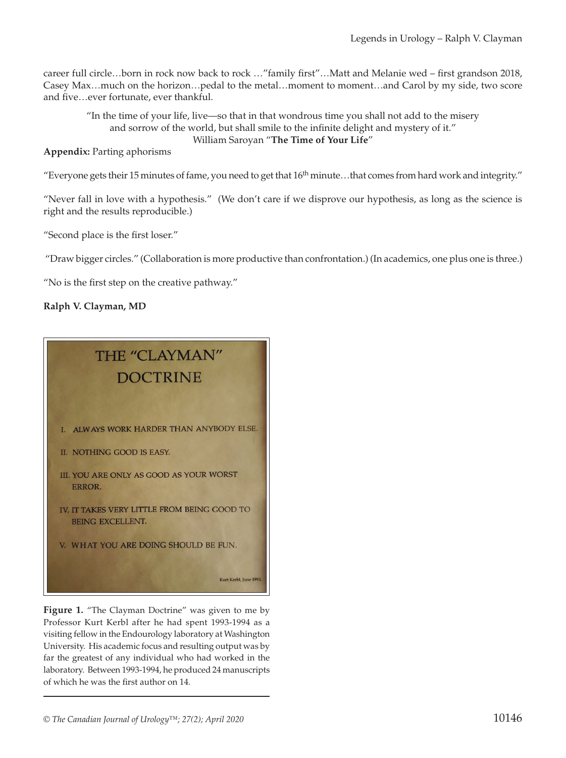career full circle…born in rock now back to rock …"family first"…Matt and Melanie wed – first grandson 2018, Casey Max…much on the horizon…pedal to the metal…moment to moment…and Carol by my side, two score and five…ever fortunate, ever thankful.

> "In the time of your life, live—so that in that wondrous time you shall not add to the misery and sorrow of the world, but shall smile to the infinite delight and mystery of it."
> William Saroyan "**The Time of Your Life**"

**Appendix:** Parting aphorisms

"Everyone gets their 15 minutes of fame, you need to get that 16th minute…that comes from hard work and integrity."

"Never fall in love with a hypothesis." (We don't care if we disprove our hypothesis, as long as the science is right and the results reproducible.)

"Second place is the first loser."

"Draw bigger circles." (Collaboration is more productive than confrontation.) (In academics, one plus one is three.)

"No is the first step on the creative pathway."

**Ralph V. Clayman, MD**

THE "CLAYMAN" DOCTRINE

I. ALWAYS WORK HARDER THAN ANYBODY ELSE.

II. NOTHING GOOD IS EASY.

III. YOU ARE ONLY AS GOOD AS YOUR WORST ERROR.

IV. IT TAKES VERY LITTLE FROM BEING GOOD TO BEING EXCELLENT.

V. WHAT YOU ARE DOING SHOULD BE FUN.

Kurt Kerbl, June 1993.

**Figure 1.** "The Clayman Doctrine" was given to me by Professor Kurt Kerbl after he had spent 1993-1994 as a visiting fellow in the Endourology laboratory at Washington University. His academic focus and resulting output was by far the greatest of any individual who had worked in the laboratory. Between 1993-1994, he produced 24 manuscripts of which he was the first author on 14.